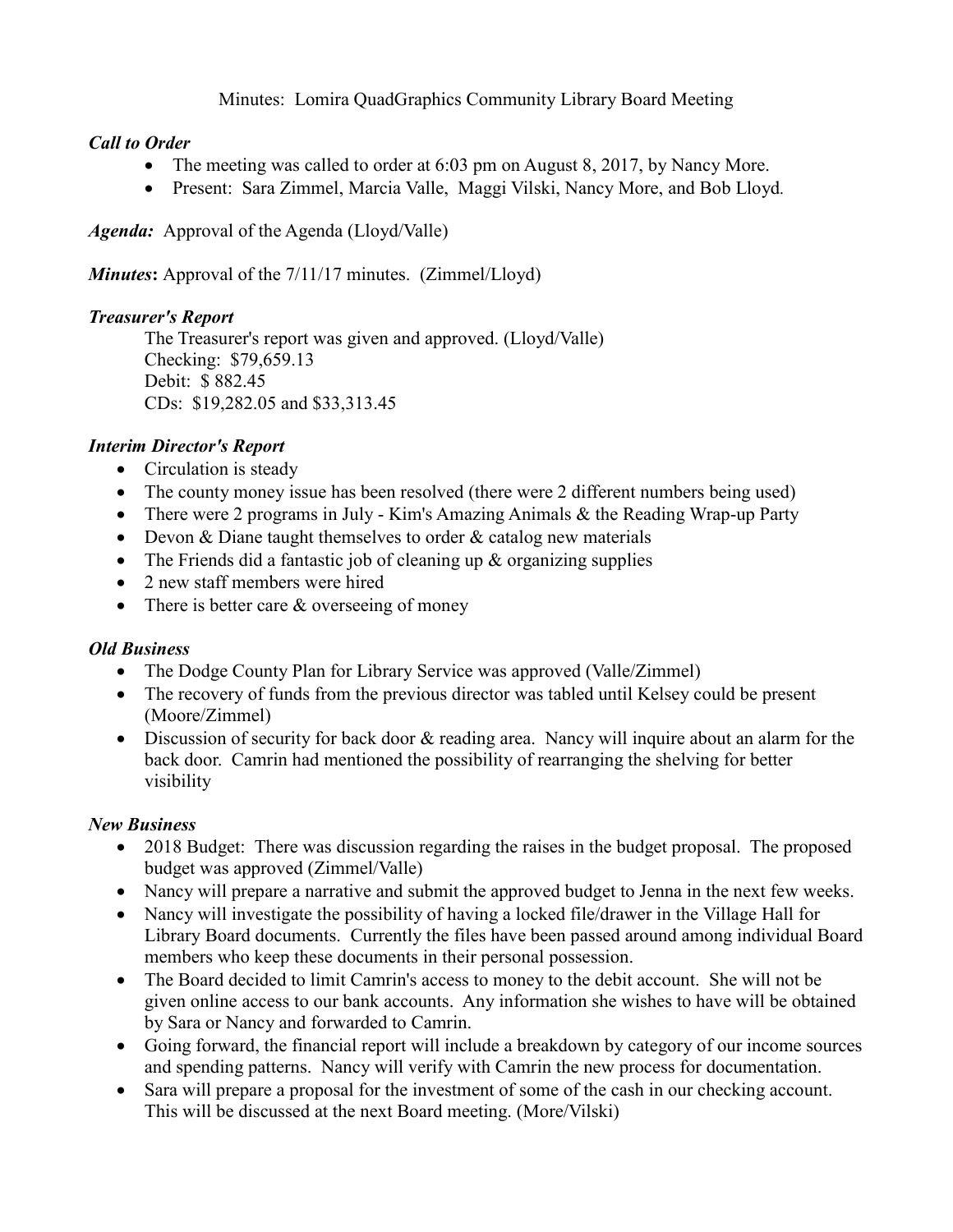Minutes: Lomira QuadGraphics Community Library Board Meeting

***Call to Order***

- The meeting was called to order at 6:03 pm on August 8, 2017, by Nancy More.
- Present: Sara Zimmel, Marcia Valle, Maggi Vilski, Nancy More, and Bob Lloyd.

***Agenda:*** Approval of the Agenda (Lloyd/Valle)

***Minutes*:** Approval of the 7/11/17 minutes. (Zimmel/Lloyd)

***Treasurer's Report***

The Treasurer's report was given and approved. (Lloyd/Valle)
Checking: $79,659.13
Debit: $ 882.45
CDs: $19,282.05 and $33,313.45

***Interim Director's Report***

- Circulation is steady
- The county money issue has been resolved (there were 2 different numbers being used)
- There were 2 programs in July - Kim's Amazing Animals & the Reading Wrap-up Party
- Devon & Diane taught themselves to order & catalog new materials
- The Friends did a fantastic job of cleaning up & organizing supplies
- 2 new staff members were hired
- There is better care & overseeing of money

***Old Business***

- The Dodge County Plan for Library Service was approved (Valle/Zimmel)
- The recovery of funds from the previous director was tabled until Kelsey could be present (Moore/Zimmel)
- Discussion of security for back door & reading area. Nancy will inquire about an alarm for the back door. Camrin had mentioned the possibility of rearranging the shelving for better visibility

***New Business***

- 2018 Budget: There was discussion regarding the raises in the budget proposal. The proposed budget was approved (Zimmel/Valle)
- Nancy will prepare a narrative and submit the approved budget to Jenna in the next few weeks.
- Nancy will investigate the possibility of having a locked file/drawer in the Village Hall for Library Board documents. Currently the files have been passed around among individual Board members who keep these documents in their personal possession.
- The Board decided to limit Camrin's access to money to the debit account. She will not be given online access to our bank accounts. Any information she wishes to have will be obtained by Sara or Nancy and forwarded to Camrin.
- Going forward, the financial report will include a breakdown by category of our income sources and spending patterns. Nancy will verify with Camrin the new process for documentation.
- Sara will prepare a proposal for the investment of some of the cash in our checking account. This will be discussed at the next Board meeting. (More/Vilski)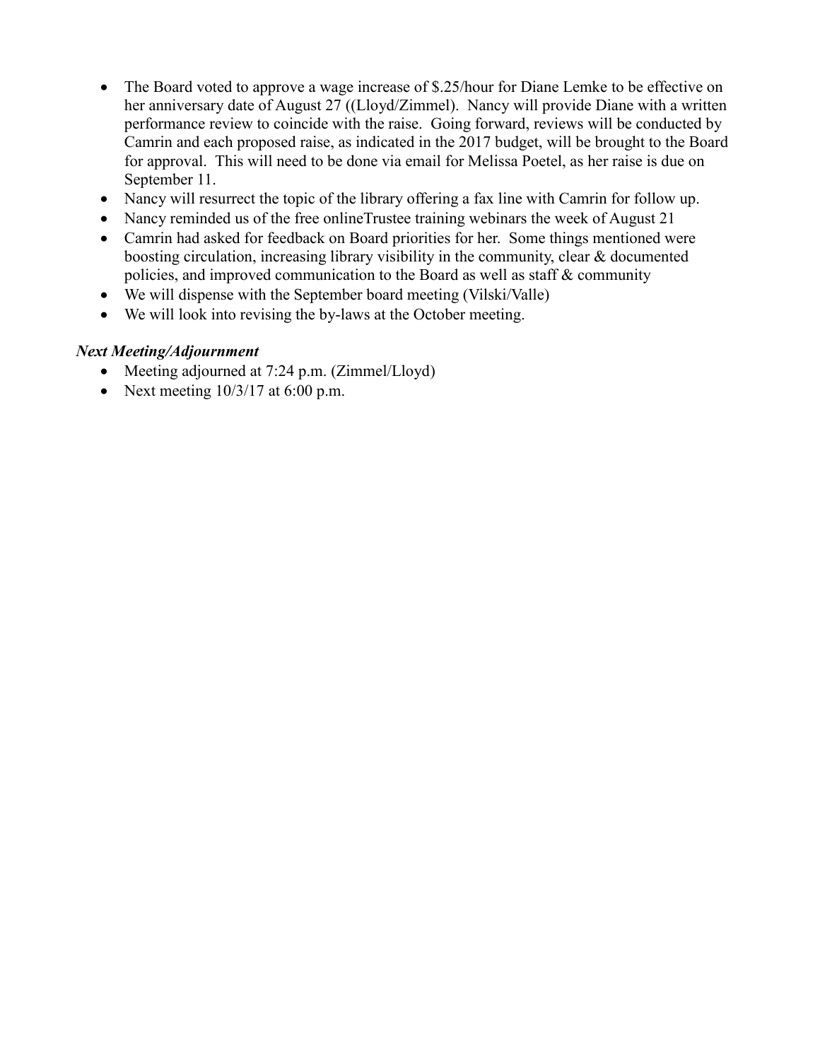- The Board voted to approve a wage increase of $.25/hour for Diane Lemke to be effective on her anniversary date of August 27 ((Lloyd/Zimmel). Nancy will provide Diane with a written performance review to coincide with the raise. Going forward, reviews will be conducted by Camrin and each proposed raise, as indicated in the 2017 budget, will be brought to the Board for approval. This will need to be done via email for Melissa Poetel, as her raise is due on September 11.
- Nancy will resurrect the topic of the library offering a fax line with Camrin for follow up.
- Nancy reminded us of the free onlineTrustee training webinars the week of August 21
- Camrin had asked for feedback on Board priorities for her. Some things mentioned were boosting circulation, increasing library visibility in the community, clear & documented policies, and improved communication to the Board as well as staff & community
- We will dispense with the September board meeting (Vilski/Valle)
- We will look into revising the by-laws at the October meeting.

***Next Meeting/Adjournment***

- Meeting adjourned at 7:24 p.m. (Zimmel/Lloyd)
- Next meeting 10/3/17 at 6:00 p.m.